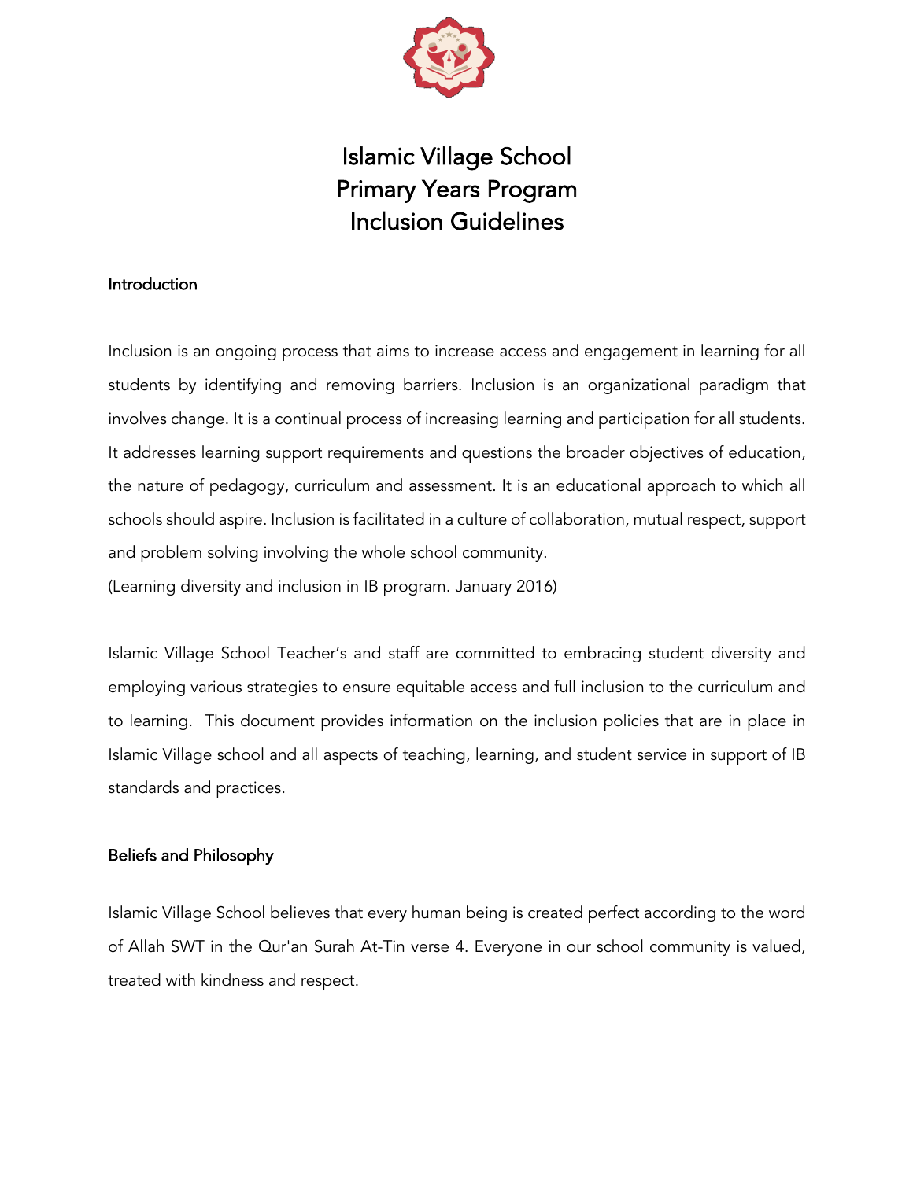# Islamic Village School
# Primary Years Program
# Inclusion Guidelines

## Introduction

Inclusion is an ongoing process that aims to increase access and engagement in learning for all students by identifying and removing barriers. Inclusion is an organizational paradigm that involves change. It is a continual process of increasing learning and participation for all students. It addresses learning support requirements and questions the broader objectives of education, the nature of pedagogy, curriculum and assessment. It is an educational approach to which all schools should aspire. Inclusion is facilitated in a culture of collaboration, mutual respect, support and problem solving involving the whole school community.
(Learning diversity and inclusion in IB program. January 2016)

Islamic Village School Teacher's and staff are committed to embracing student diversity and employing various strategies to ensure equitable access and full inclusion to the curriculum and to learning. This document provides information on the inclusion policies that are in place in Islamic Village school and all aspects of teaching, learning, and student service in support of IB standards and practices.

## Beliefs and Philosophy

Islamic Village School believes that every human being is created perfect according to the word of Allah SWT in the Qur'an Surah At-Tin verse 4. Everyone in our school community is valued, treated with kindness and respect.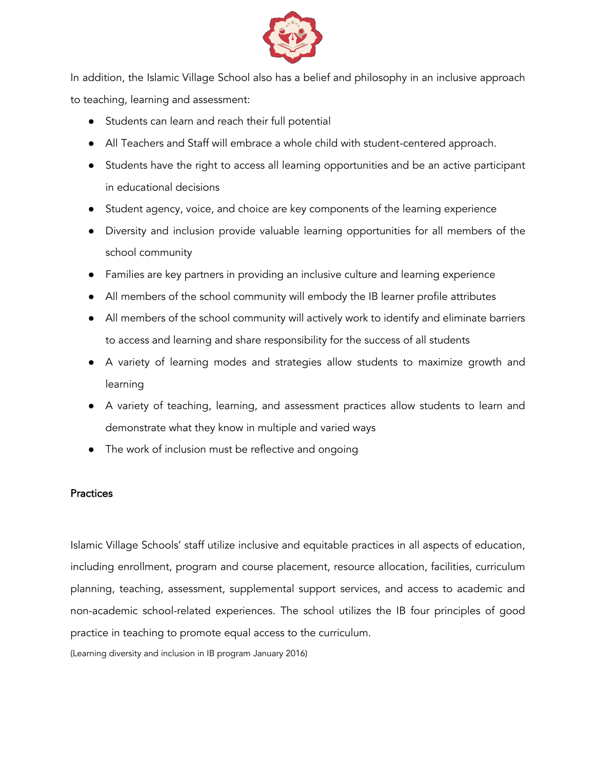In addition, the Islamic Village School also has a belief and philosophy in an inclusive approach to teaching, learning and assessment:

- Students can learn and reach their full potential
- All Teachers and Staff will embrace a whole child with student-centered approach.
- Students have the right to access all learning opportunities and be an active participant in educational decisions
- Student agency, voice, and choice are key components of the learning experience
- Diversity and inclusion provide valuable learning opportunities for all members of the school community
- Families are key partners in providing an inclusive culture and learning experience
- All members of the school community will embody the IB learner profile attributes
- All members of the school community will actively work to identify and eliminate barriers to access and learning and share responsibility for the success of all students
- A variety of learning modes and strategies allow students to maximize growth and learning
- A variety of teaching, learning, and assessment practices allow students to learn and demonstrate what they know in multiple and varied ways
- The work of inclusion must be reflective and ongoing

## Practices

Islamic Village Schools' staff utilize inclusive and equitable practices in all aspects of education, including enrollment, program and course placement, resource allocation, facilities, curriculum planning, teaching, assessment, supplemental support services, and access to academic and non-academic school-related experiences. The school utilizes the IB four principles of good practice in teaching to promote equal access to the curriculum.

(Learning diversity and inclusion in IB program January 2016)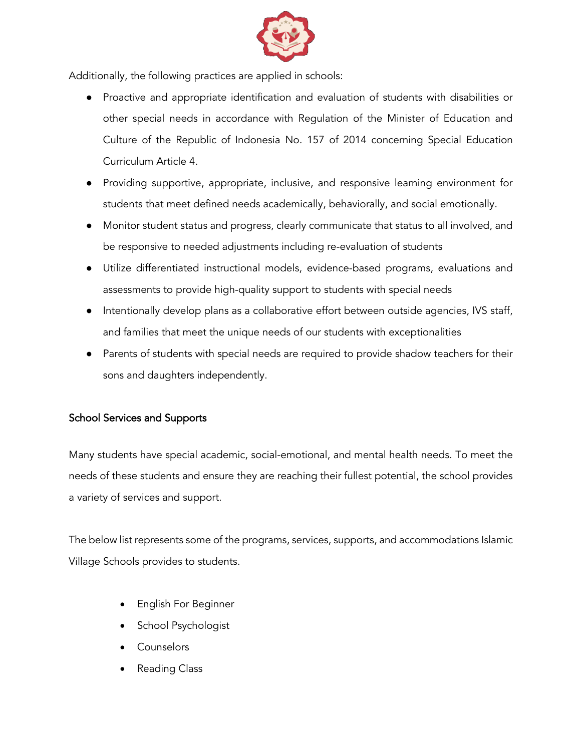Additionally, the following practices are applied in schools:

- Proactive and appropriate identification and evaluation of students with disabilities or other special needs in accordance with Regulation of the Minister of Education and Culture of the Republic of Indonesia No. 157 of 2014 concerning Special Education Curriculum Article 4.
- Providing supportive, appropriate, inclusive, and responsive learning environment for students that meet defined needs academically, behaviorally, and social emotionally.
- Monitor student status and progress, clearly communicate that status to all involved, and be responsive to needed adjustments including re-evaluation of students
- Utilize differentiated instructional models, evidence-based programs, evaluations and assessments to provide high-quality support to students with special needs
- Intentionally develop plans as a collaborative effort between outside agencies, IVS staff, and families that meet the unique needs of our students with exceptionalities
- Parents of students with special needs are required to provide shadow teachers for their sons and daughters independently.

## School Services and Supports

Many students have special academic, social-emotional, and mental health needs. To meet the needs of these students and ensure they are reaching their fullest potential, the school provides a variety of services and support.

The below list represents some of the programs, services, supports, and accommodations Islamic Village Schools provides to students.

- English For Beginner
- School Psychologist
- Counselors
- Reading Class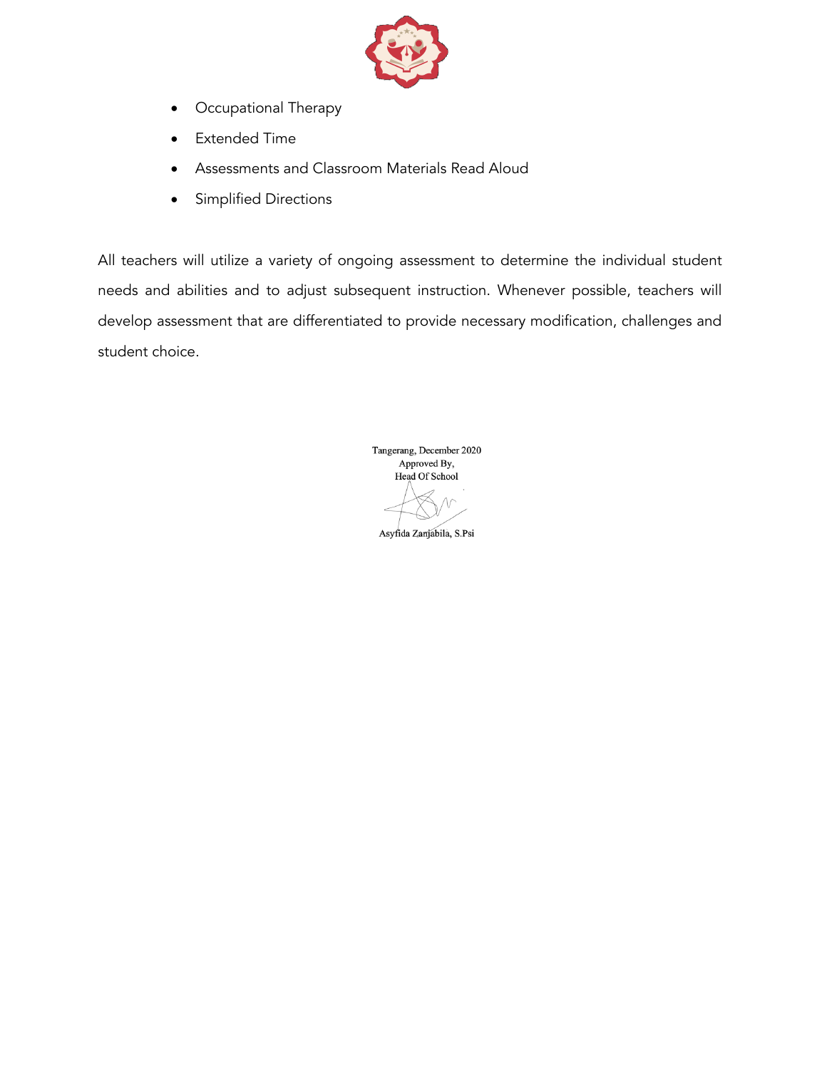- Occupational Therapy
- Extended Time
- Assessments and Classroom Materials Read Aloud
- Simplified Directions

All teachers will utilize a variety of ongoing assessment to determine the individual student needs and abilities and to adjust subsequent instruction. Whenever possible, teachers will develop assessment that are differentiated to provide necessary modification, challenges and student choice.

Tangerang, December 2020
Approved By,
Head Of School

Asyfida Zanjabila, S.Psi